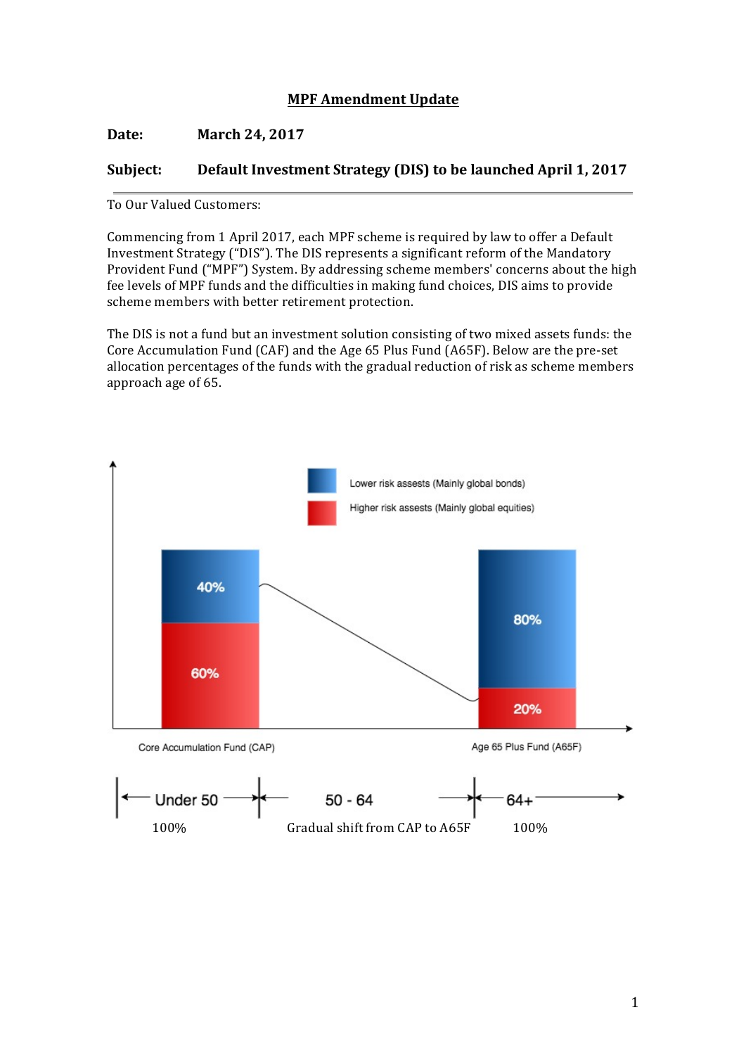## MPF Amendment Update

**Date:** March 24, 2017

**Subject:** Default Investment Strategy (DIS) to be launched April 1, 2017

---

To Our Valued Customers:

Commencing from 1 April 2017, each MPF scheme is required by law to offer a Default Investment Strategy ("DIS"). The DIS represents a significant reform of the Mandatory Provident Fund ("MPF") System. By addressing scheme members' concerns about the high fee levels of MPF funds and the difficulties in making fund choices, DIS aims to provide scheme members with better retirement protection.

The DIS is not a fund but an investment solution consisting of two mixed assets funds: the Core Accumulation Fund (CAF) and the Age 65 Plus Fund (A65F). Below are the pre-set allocation percentages of the funds with the gradual reduction of risk as scheme members approach age of 65.

Lower risk assests (Mainly global bonds)

Higher risk assets (Mainly global equities)

| | Core Accumulation Fund (CAP) | Age 65 Plus Fund (A65F) |
|---|---|---|
| Lower risk assets | 40% | 80% |
| Higher risk assets | 60% | 20% |

| Under 50 | 50 - 64 | 64+ |
|---|---|---|
| 100% | Gradual shift from CAP to A65F | 100% |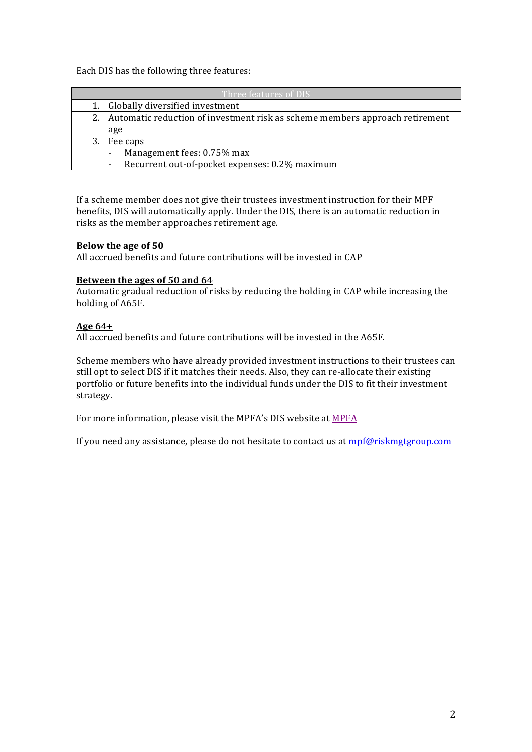Each DIS has the following three features:

| Three features of DIS |
| --- |
| 1. Globally diversified investment |
| 2. Automatic reduction of investment risk as scheme members approach retirement age |
| 3. Fee caps<br>- Management fees: 0.75% max<br>- Recurrent out-of-pocket expenses: 0.2% maximum |

If a scheme member does not give their trustees investment instruction for their MPF benefits, DIS will automatically apply. Under the DIS, there is an automatic reduction in risks as the member approaches retirement age.

**Below the age of 50**
All accrued benefits and future contributions will be invested in CAP

**Between the ages of 50 and 64**
Automatic gradual reduction of risks by reducing the holding in CAP while increasing the holding of A65F.

**Age 64+**
All accrued benefits and future contributions will be invested in the A65F.

Scheme members who have already provided investment instructions to their trustees can still opt to select DIS if it matches their needs. Also, they can re-allocate their existing portfolio or future benefits into the individual funds under the DIS to fit their investment strategy.

For more information, please visit the MPFA's DIS website at MPFA

If you need any assistance, please do not hesitate to contact us at mpf@riskmgtgroup.com